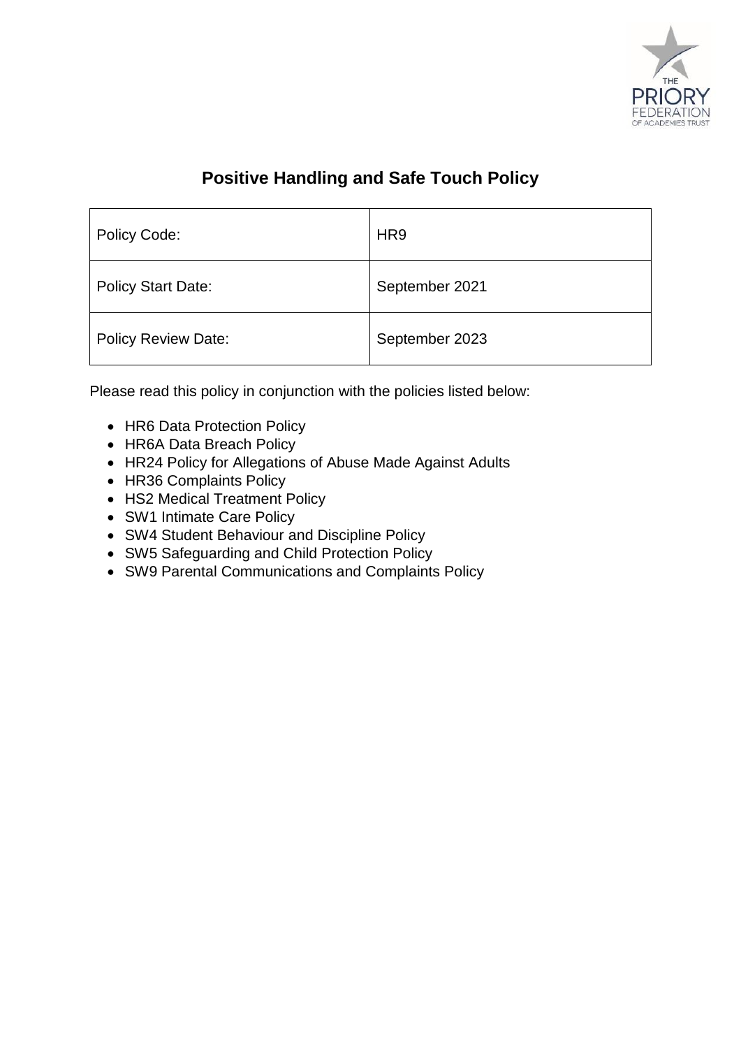# Positive Handling and Safe Touch Policy

| Policy Code: | HR9 |
|---|---|
| Policy Start Date: | September 2021 |
| Policy Review Date: | September 2023 |

Please read this policy in conjunction with the policies listed below:

- HR6 Data Protection Policy
- HR6A Data Breach Policy
- HR24 Policy for Allegations of Abuse Made Against Adults
- HR36 Complaints Policy
- HS2 Medical Treatment Policy
- SW1 Intimate Care Policy
- SW4 Student Behaviour and Discipline Policy
- SW5 Safeguarding and Child Protection Policy
- SW9 Parental Communications and Complaints Policy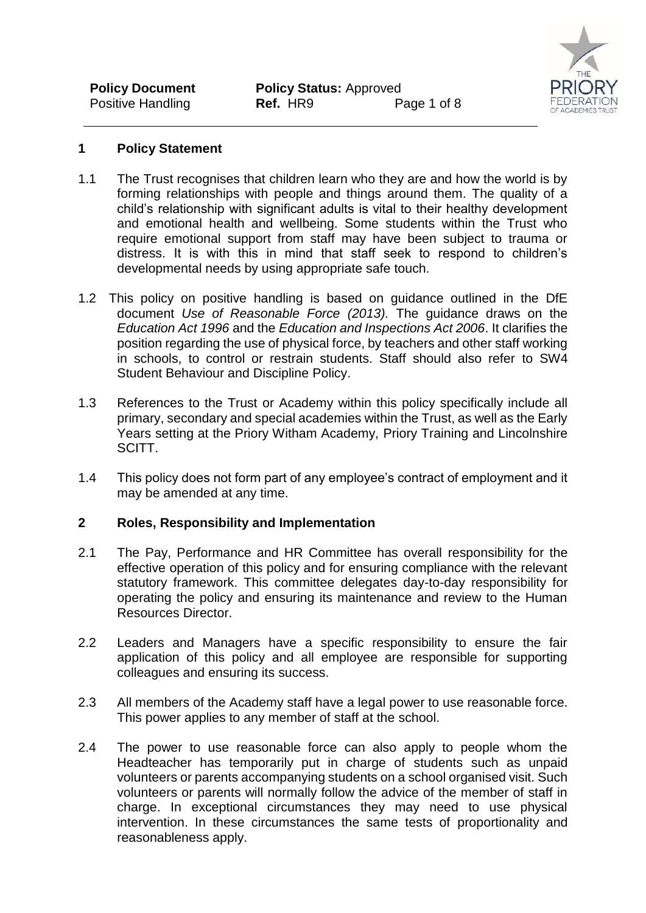## 1 Policy Statement

1.1 The Trust recognises that children learn who they are and how the world is by forming relationships with people and things around them. The quality of a child's relationship with significant adults is vital to their healthy development and emotional health and wellbeing. Some students within the Trust who require emotional support from staff may have been subject to trauma or distress. It is with this in mind that staff seek to respond to children's developmental needs by using appropriate safe touch.

1.2 This policy on positive handling is based on guidance outlined in the DfE document *Use of Reasonable Force (2013).* The guidance draws on the *Education Act 1996* and the *Education and Inspections Act 2006*. It clarifies the position regarding the use of physical force, by teachers and other staff working in schools, to control or restrain students. Staff should also refer to SW4 Student Behaviour and Discipline Policy.

1.3 References to the Trust or Academy within this policy specifically include all primary, secondary and special academies within the Trust, as well as the Early Years setting at the Priory Witham Academy, Priory Training and Lincolnshire SCITT.

1.4 This policy does not form part of any employee's contract of employment and it may be amended at any time.

## 2 Roles, Responsibility and Implementation

2.1 The Pay, Performance and HR Committee has overall responsibility for the effective operation of this policy and for ensuring compliance with the relevant statutory framework. This committee delegates day-to-day responsibility for operating the policy and ensuring its maintenance and review to the Human Resources Director.

2.2 Leaders and Managers have a specific responsibility to ensure the fair application of this policy and all employee are responsible for supporting colleagues and ensuring its success.

2.3 All members of the Academy staff have a legal power to use reasonable force. This power applies to any member of staff at the school.

2.4 The power to use reasonable force can also apply to people whom the Headteacher has temporarily put in charge of students such as unpaid volunteers or parents accompanying students on a school organised visit. Such volunteers or parents will normally follow the advice of the member of staff in charge. In exceptional circumstances they may need to use physical intervention. In these circumstances the same tests of proportionality and reasonableness apply.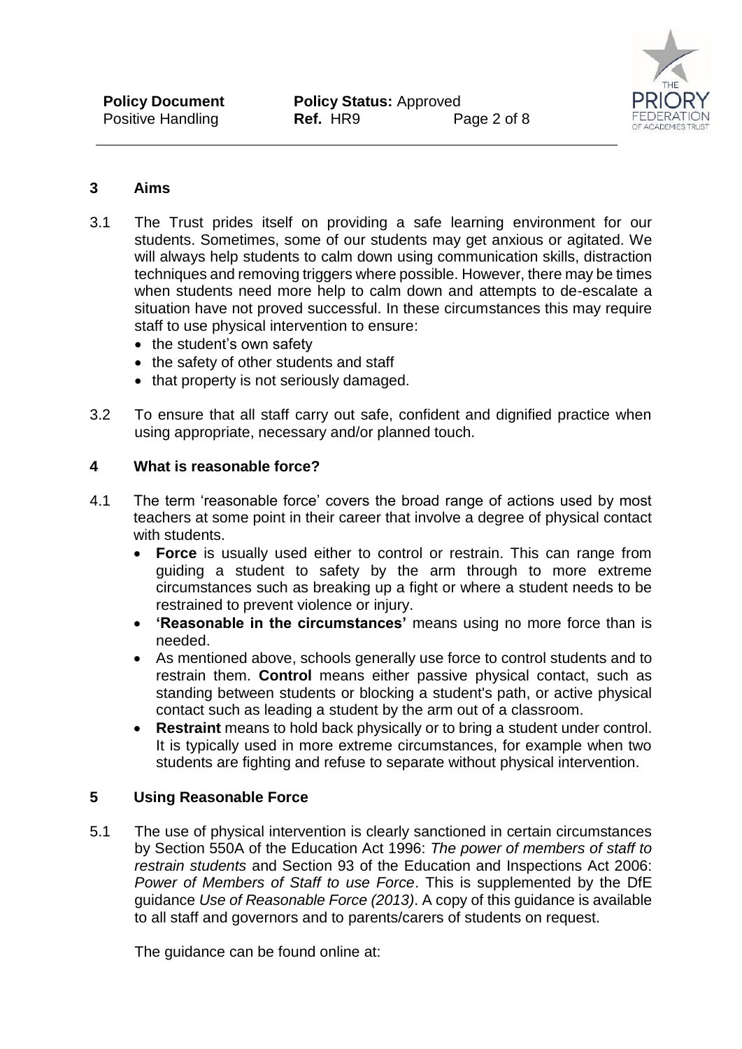## 3 Aims

3.1 The Trust prides itself on providing a safe learning environment for our students. Sometimes, some of our students may get anxious or agitated. We will always help students to calm down using communication skills, distraction techniques and removing triggers where possible. However, there may be times when students need more help to calm down and attempts to de-escalate a situation have not proved successful. In these circumstances this may require staff to use physical intervention to ensure:

- the student's own safety
- the safety of other students and staff
- that property is not seriously damaged.

3.2 To ensure that all staff carry out safe, confident and dignified practice when using appropriate, necessary and/or planned touch.

## 4 What is reasonable force?

4.1 The term 'reasonable force' covers the broad range of actions used by most teachers at some point in their career that involve a degree of physical contact with students.

- **Force** is usually used either to control or restrain. This can range from guiding a student to safety by the arm through to more extreme circumstances such as breaking up a fight or where a student needs to be restrained to prevent violence or injury.
- **'Reasonable in the circumstances'** means using no more force than is needed.
- As mentioned above, schools generally use force to control students and to restrain them. **Control** means either passive physical contact, such as standing between students or blocking a student's path, or active physical contact such as leading a student by the arm out of a classroom.
- **Restraint** means to hold back physically or to bring a student under control. It is typically used in more extreme circumstances, for example when two students are fighting and refuse to separate without physical intervention.

## 5 Using Reasonable Force

5.1 The use of physical intervention is clearly sanctioned in certain circumstances by Section 550A of the Education Act 1996: *The power of members of staff to restrain students* and Section 93 of the Education and Inspections Act 2006: *Power of Members of Staff to use Force*. This is supplemented by the DfE guidance *Use of Reasonable Force (2013)*. A copy of this guidance is available to all staff and governors and to parents/carers of students on request.

The guidance can be found online at: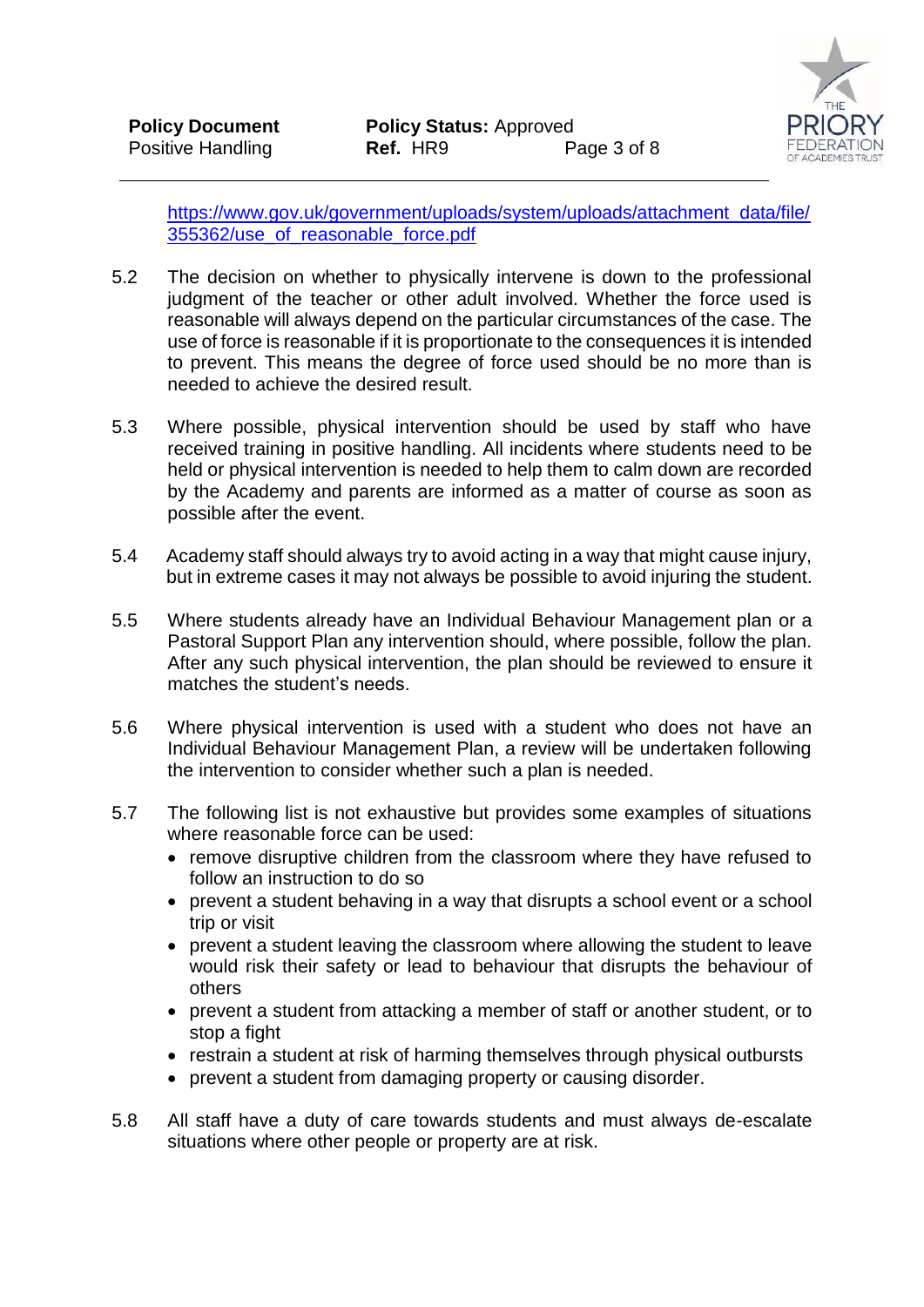[https://www.gov.uk/government/uploads/system/uploads/attachment_data/file/355362/use_of_reasonable_force.pdf](https://www.gov.uk/government/uploads/system/uploads/attachment_data/file/355362/use_of_reasonable_force.pdf)

5.2 The decision on whether to physically intervene is down to the professional judgment of the teacher or other adult involved. Whether the force used is reasonable will always depend on the particular circumstances of the case. The use of force is reasonable if it is proportionate to the consequences it is intended to prevent. This means the degree of force used should be no more than is needed to achieve the desired result.

5.3 Where possible, physical intervention should be used by staff who have received training in positive handling. All incidents where students need to be held or physical intervention is needed to help them to calm down are recorded by the Academy and parents are informed as a matter of course as soon as possible after the event.

5.4 Academy staff should always try to avoid acting in a way that might cause injury, but in extreme cases it may not always be possible to avoid injuring the student.

5.5 Where students already have an Individual Behaviour Management plan or a Pastoral Support Plan any intervention should, where possible, follow the plan. After any such physical intervention, the plan should be reviewed to ensure it matches the student's needs.

5.6 Where physical intervention is used with a student who does not have an Individual Behaviour Management Plan, a review will be undertaken following the intervention to consider whether such a plan is needed.

5.7 The following list is not exhaustive but provides some examples of situations where reasonable force can be used:

- remove disruptive children from the classroom where they have refused to follow an instruction to do so
- prevent a student behaving in a way that disrupts a school event or a school trip or visit
- prevent a student leaving the classroom where allowing the student to leave would risk their safety or lead to behaviour that disrupts the behaviour of others
- prevent a student from attacking a member of staff or another student, or to stop a fight
- restrain a student at risk of harming themselves through physical outbursts
- prevent a student from damaging property or causing disorder.

5.8 All staff have a duty of care towards students and must always de-escalate situations where other people or property are at risk.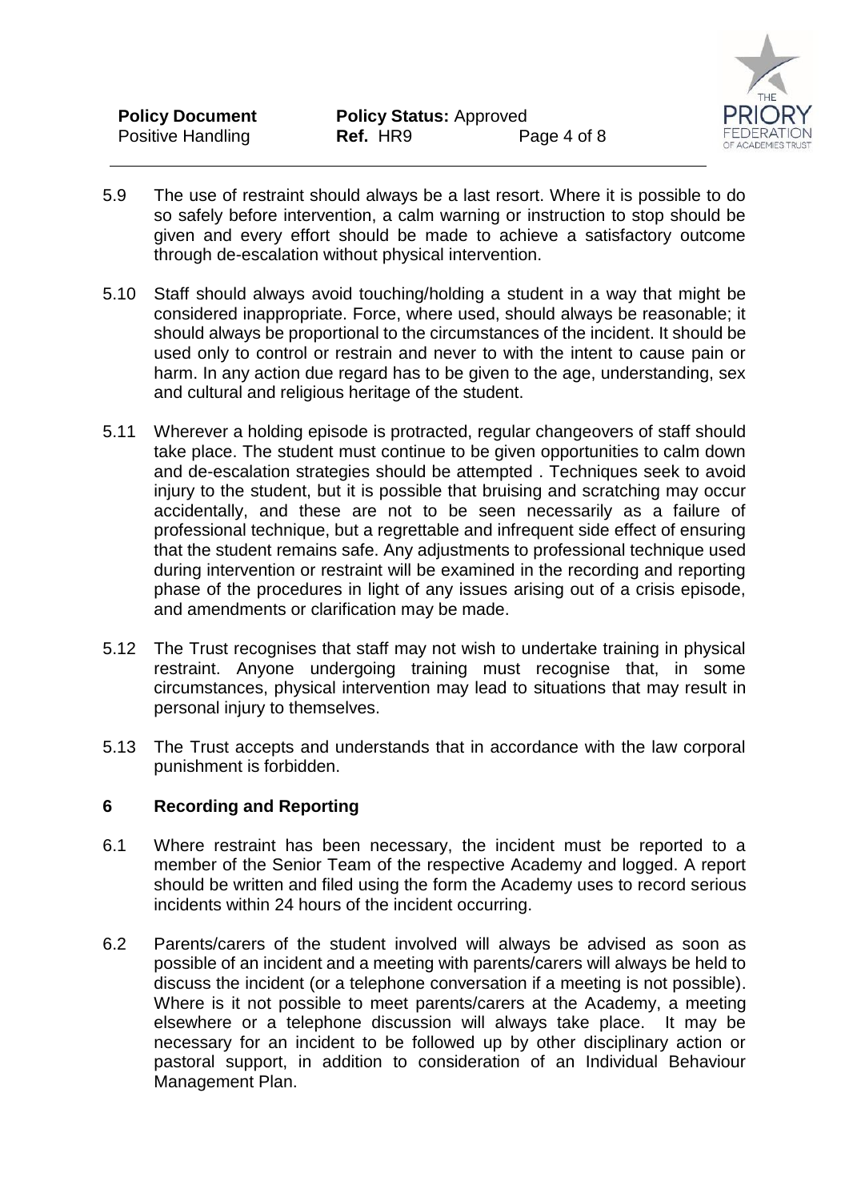5.9 The use of restraint should always be a last resort. Where it is possible to do so safely before intervention, a calm warning or instruction to stop should be given and every effort should be made to achieve a satisfactory outcome through de-escalation without physical intervention.

5.10 Staff should always avoid touching/holding a student in a way that might be considered inappropriate. Force, where used, should always be reasonable; it should always be proportional to the circumstances of the incident. It should be used only to control or restrain and never to with the intent to cause pain or harm. In any action due regard has to be given to the age, understanding, sex and cultural and religious heritage of the student.

5.11 Wherever a holding episode is protracted, regular changeovers of staff should take place. The student must continue to be given opportunities to calm down and de-escalation strategies should be attempted . Techniques seek to avoid injury to the student, but it is possible that bruising and scratching may occur accidentally, and these are not to be seen necessarily as a failure of professional technique, but a regrettable and infrequent side effect of ensuring that the student remains safe. Any adjustments to professional technique used during intervention or restraint will be examined in the recording and reporting phase of the procedures in light of any issues arising out of a crisis episode, and amendments or clarification may be made.

5.12 The Trust recognises that staff may not wish to undertake training in physical restraint. Anyone undergoing training must recognise that, in some circumstances, physical intervention may lead to situations that may result in personal injury to themselves.

5.13 The Trust accepts and understands that in accordance with the law corporal punishment is forbidden.

## 6 Recording and Reporting

6.1 Where restraint has been necessary, the incident must be reported to a member of the Senior Team of the respective Academy and logged. A report should be written and filed using the form the Academy uses to record serious incidents within 24 hours of the incident occurring.

6.2 Parents/carers of the student involved will always be advised as soon as possible of an incident and a meeting with parents/carers will always be held to discuss the incident (or a telephone conversation if a meeting is not possible). Where is it not possible to meet parents/carers at the Academy, a meeting elsewhere or a telephone discussion will always take place. It may be necessary for an incident to be followed up by other disciplinary action or pastoral support, in addition to consideration of an Individual Behaviour Management Plan.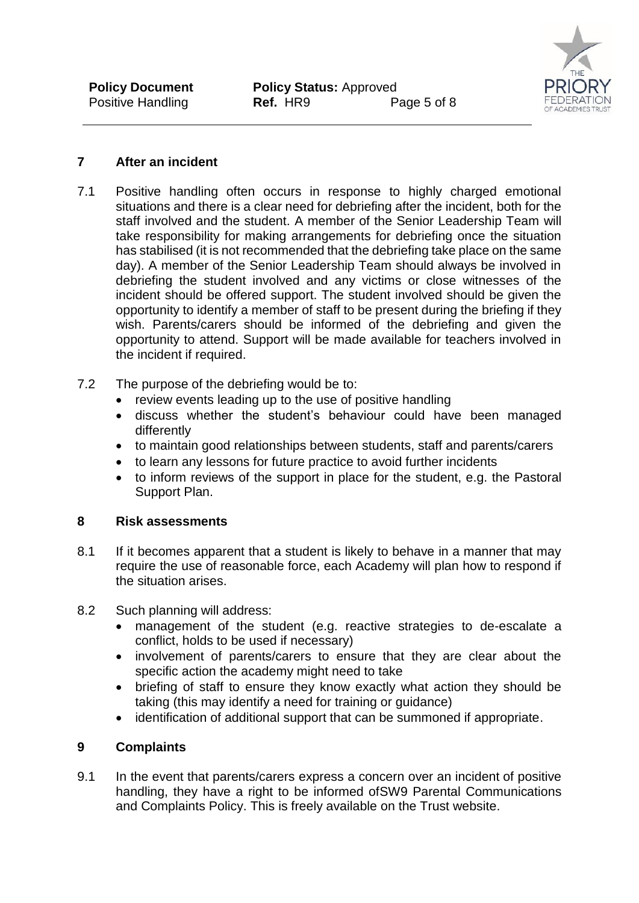## 7 After an incident

7.1 Positive handling often occurs in response to highly charged emotional situations and there is a clear need for debriefing after the incident, both for the staff involved and the student. A member of the Senior Leadership Team will take responsibility for making arrangements for debriefing once the situation has stabilised (it is not recommended that the debriefing take place on the same day). A member of the Senior Leadership Team should always be involved in debriefing the student involved and any victims or close witnesses of the incident should be offered support. The student involved should be given the opportunity to identify a member of staff to be present during the briefing if they wish. Parents/carers should be informed of the debriefing and given the opportunity to attend. Support will be made available for teachers involved in the incident if required.

7.2 The purpose of the debriefing would be to:

- review events leading up to the use of positive handling
- discuss whether the student's behaviour could have been managed differently
- to maintain good relationships between students, staff and parents/carers
- to learn any lessons for future practice to avoid further incidents
- to inform reviews of the support in place for the student, e.g. the Pastoral Support Plan.

## 8 Risk assessments

8.1 If it becomes apparent that a student is likely to behave in a manner that may require the use of reasonable force, each Academy will plan how to respond if the situation arises.

8.2 Such planning will address:

- management of the student (e.g. reactive strategies to de-escalate a conflict, holds to be used if necessary)
- involvement of parents/carers to ensure that they are clear about the specific action the academy might need to take
- briefing of staff to ensure they know exactly what action they should be taking (this may identify a need for training or guidance)
- identification of additional support that can be summoned if appropriate.

## 9 Complaints

9.1 In the event that parents/carers express a concern over an incident of positive handling, they have a right to be informed ofSW9 Parental Communications and Complaints Policy. This is freely available on the Trust website.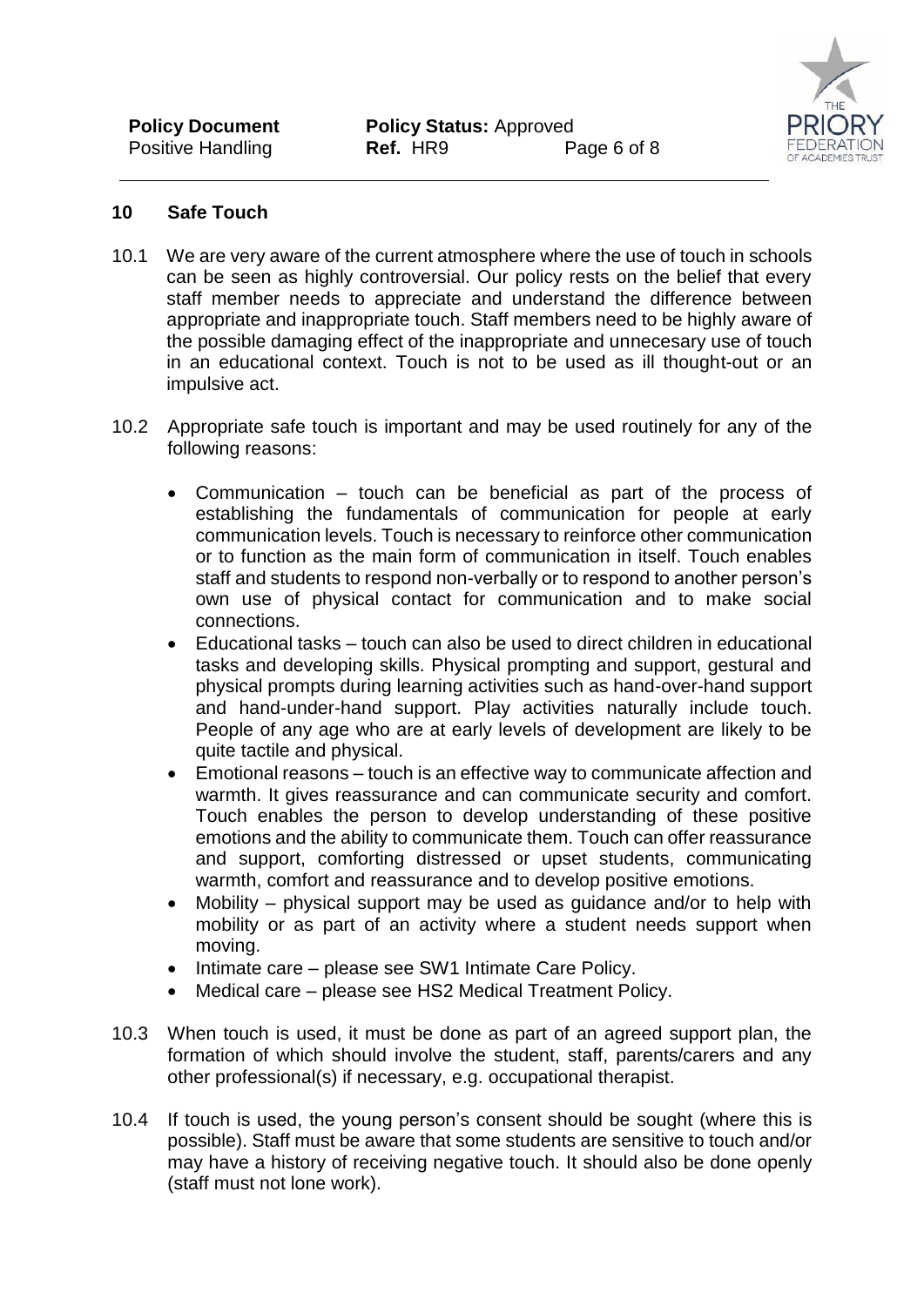## 10 Safe Touch

10.1 We are very aware of the current atmosphere where the use of touch in schools can be seen as highly controversial. Our policy rests on the belief that every staff member needs to appreciate and understand the difference between appropriate and inappropriate touch. Staff members need to be highly aware of the possible damaging effect of the inappropriate and unnecesary use of touch in an educational context. Touch is not to be used as ill thought-out or an impulsive act.

10.2 Appropriate safe touch is important and may be used routinely for any of the following reasons:

- Communication – touch can be beneficial as part of the process of establishing the fundamentals of communication for people at early communication levels. Touch is necessary to reinforce other communication or to function as the main form of communication in itself. Touch enables staff and students to respond non-verbally or to respond to another person's own use of physical contact for communication and to make social connections.
- Educational tasks – touch can also be used to direct children in educational tasks and developing skills. Physical prompting and support, gestural and physical prompts during learning activities such as hand-over-hand support and hand-under-hand support. Play activities naturally include touch. People of any age who are at early levels of development are likely to be quite tactile and physical.
- Emotional reasons – touch is an effective way to communicate affection and warmth. It gives reassurance and can communicate security and comfort. Touch enables the person to develop understanding of these positive emotions and the ability to communicate them. Touch can offer reassurance and support, comforting distressed or upset students, communicating warmth, comfort and reassurance and to develop positive emotions.
- Mobility – physical support may be used as guidance and/or to help with mobility or as part of an activity where a student needs support when moving.
- Intimate care – please see SW1 Intimate Care Policy.
- Medical care – please see HS2 Medical Treatment Policy.

10.3 When touch is used, it must be done as part of an agreed support plan, the formation of which should involve the student, staff, parents/carers and any other professional(s) if necessary, e.g. occupational therapist.

10.4 If touch is used, the young person's consent should be sought (where this is possible). Staff must be aware that some students are sensitive to touch and/or may have a history of receiving negative touch. It should also be done openly (staff must not lone work).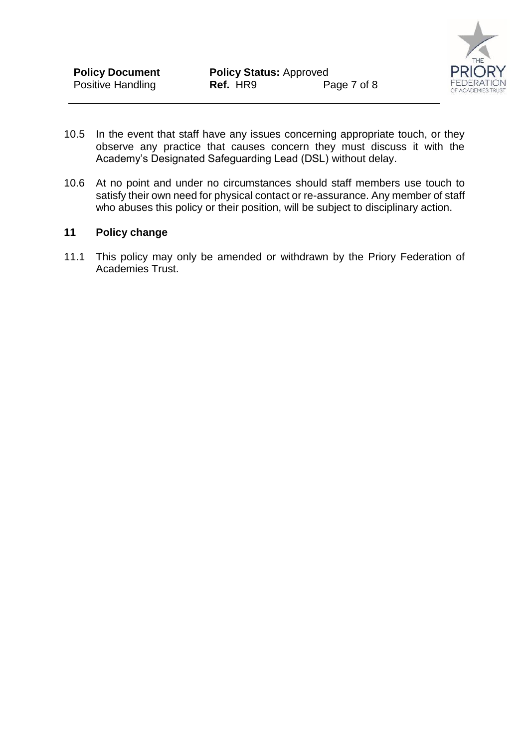10.5 In the event that staff have any issues concerning appropriate touch, or they observe any practice that causes concern they must discuss it with the Academy's Designated Safeguarding Lead (DSL) without delay.

10.6 At no point and under no circumstances should staff members use touch to satisfy their own need for physical contact or re-assurance. Any member of staff who abuses this policy or their position, will be subject to disciplinary action.

## 11 Policy change

11.1 This policy may only be amended or withdrawn by the Priory Federation of Academies Trust.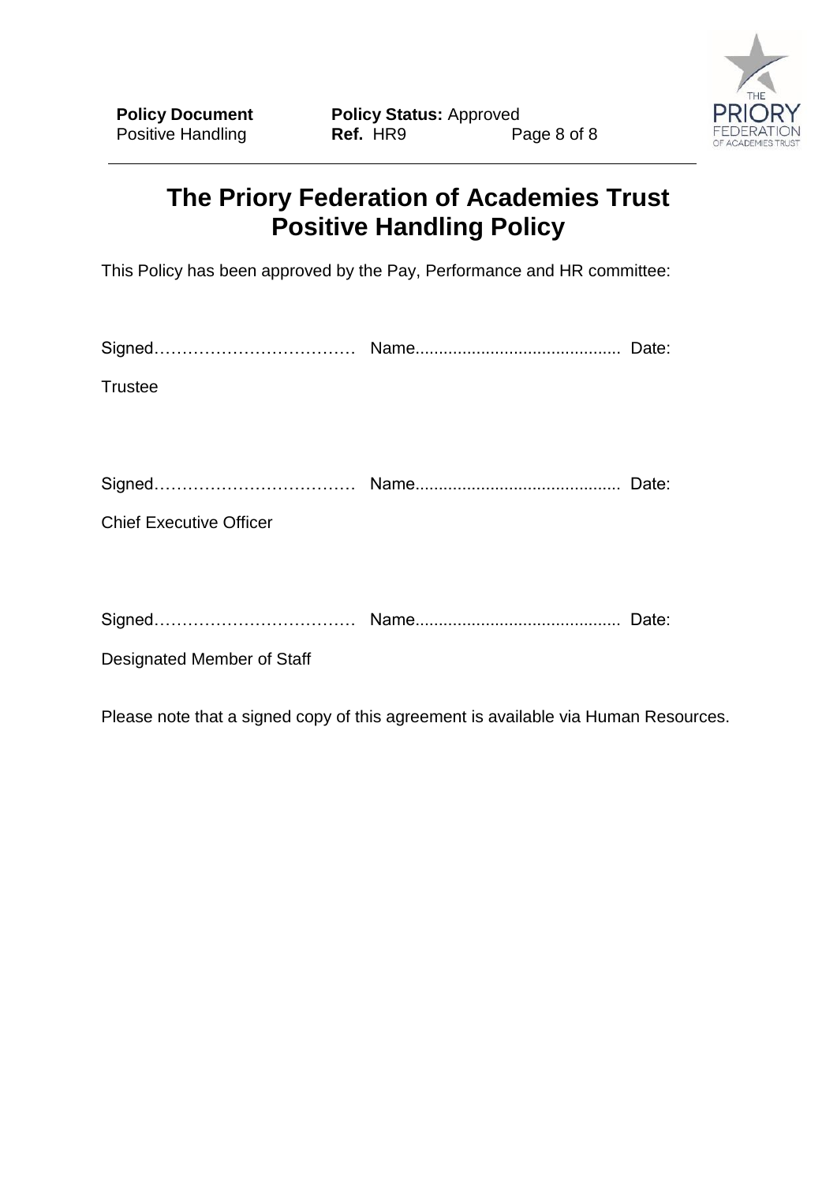# The Priory Federation of Academies Trust
# Positive Handling Policy

This Policy has been approved by the Pay, Performance and HR committee:

Signed……………………………… Name........................................... Date:

Trustee

Signed……………………………… Name........................................... Date:

Chief Executive Officer

Signed……………………………… Name........................................... Date:

Designated Member of Staff

Please note that a signed copy of this agreement is available via Human Resources.